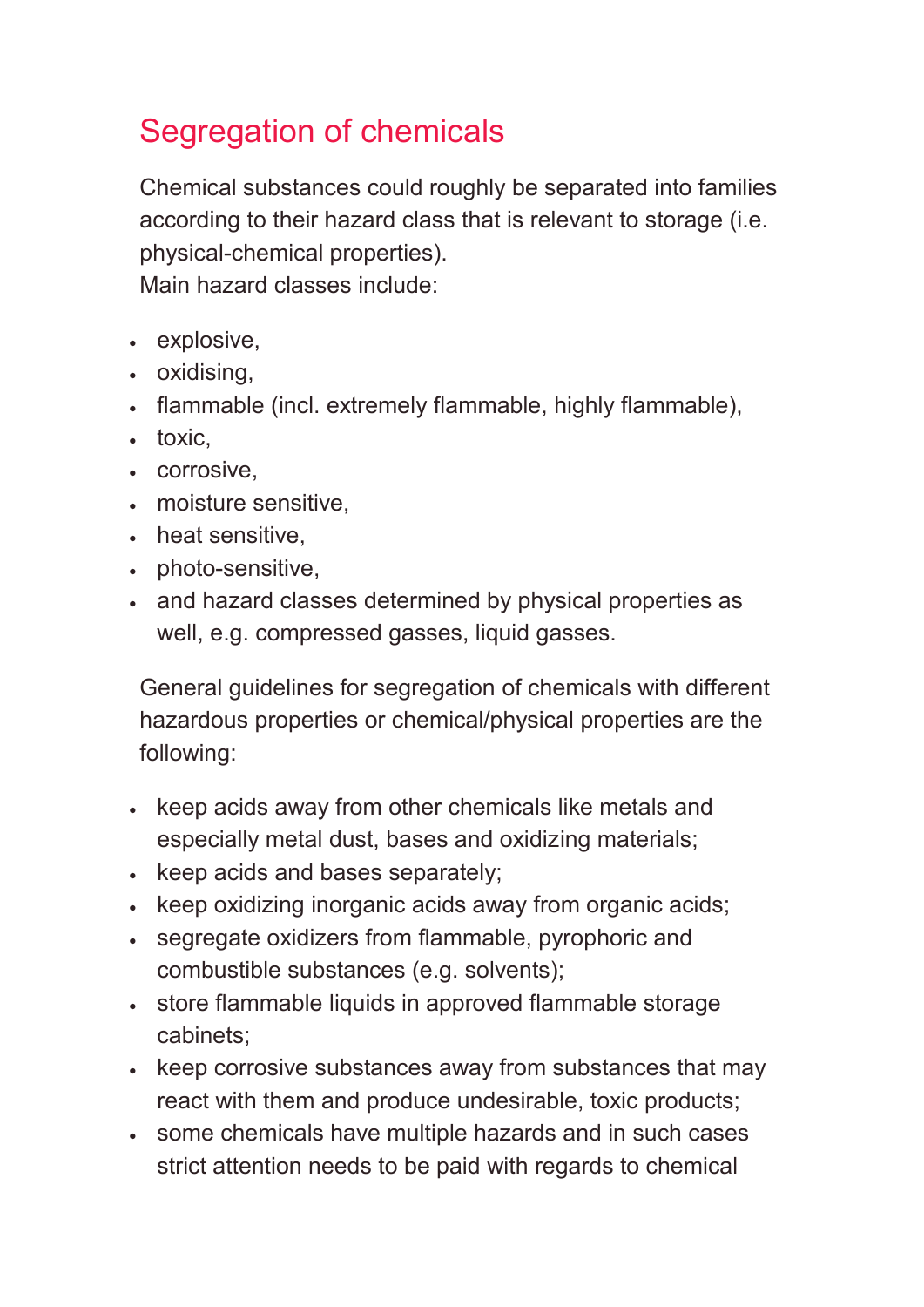# Segregation of chemicals

Chemical substances could roughly be separated into families according to their hazard class that is relevant to storage (i.e. physical-chemical properties).
Main hazard classes include:

- explosive,
- oxidising,
- flammable (incl. extremely flammable, highly flammable),
- toxic,
- corrosive,
- moisture sensitive,
- heat sensitive,
- photo-sensitive,
- and hazard classes determined by physical properties as well, e.g. compressed gasses, liquid gasses.

General guidelines for segregation of chemicals with different hazardous properties or chemical/physical properties are the following:

- keep acids away from other chemicals like metals and especially metal dust, bases and oxidizing materials;
- keep acids and bases separately;
- keep oxidizing inorganic acids away from organic acids;
- segregate oxidizers from flammable, pyrophoric and combustible substances (e.g. solvents);
- store flammable liquids in approved flammable storage cabinets;
- keep corrosive substances away from substances that may react with them and produce undesirable, toxic products;
- some chemicals have multiple hazards and in such cases strict attention needs to be paid with regards to chemical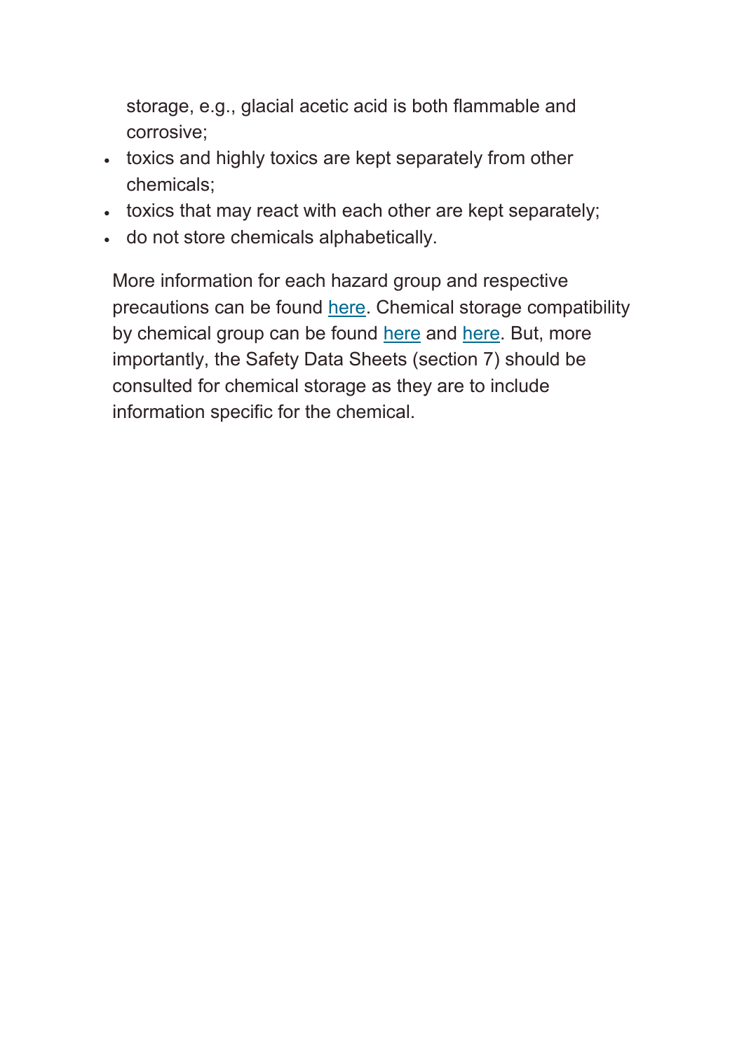storage, e.g., glacial acetic acid is both flammable and corrosive;

- toxics and highly toxics are kept separately from other chemicals;
- toxics that may react with each other are kept separately;
- do not store chemicals alphabetically.

More information for each hazard group and respective precautions can be found here. Chemical storage compatibility by chemical group can be found here and here. But, more importantly, the Safety Data Sheets (section 7) should be consulted for chemical storage as they are to include information specific for the chemical.